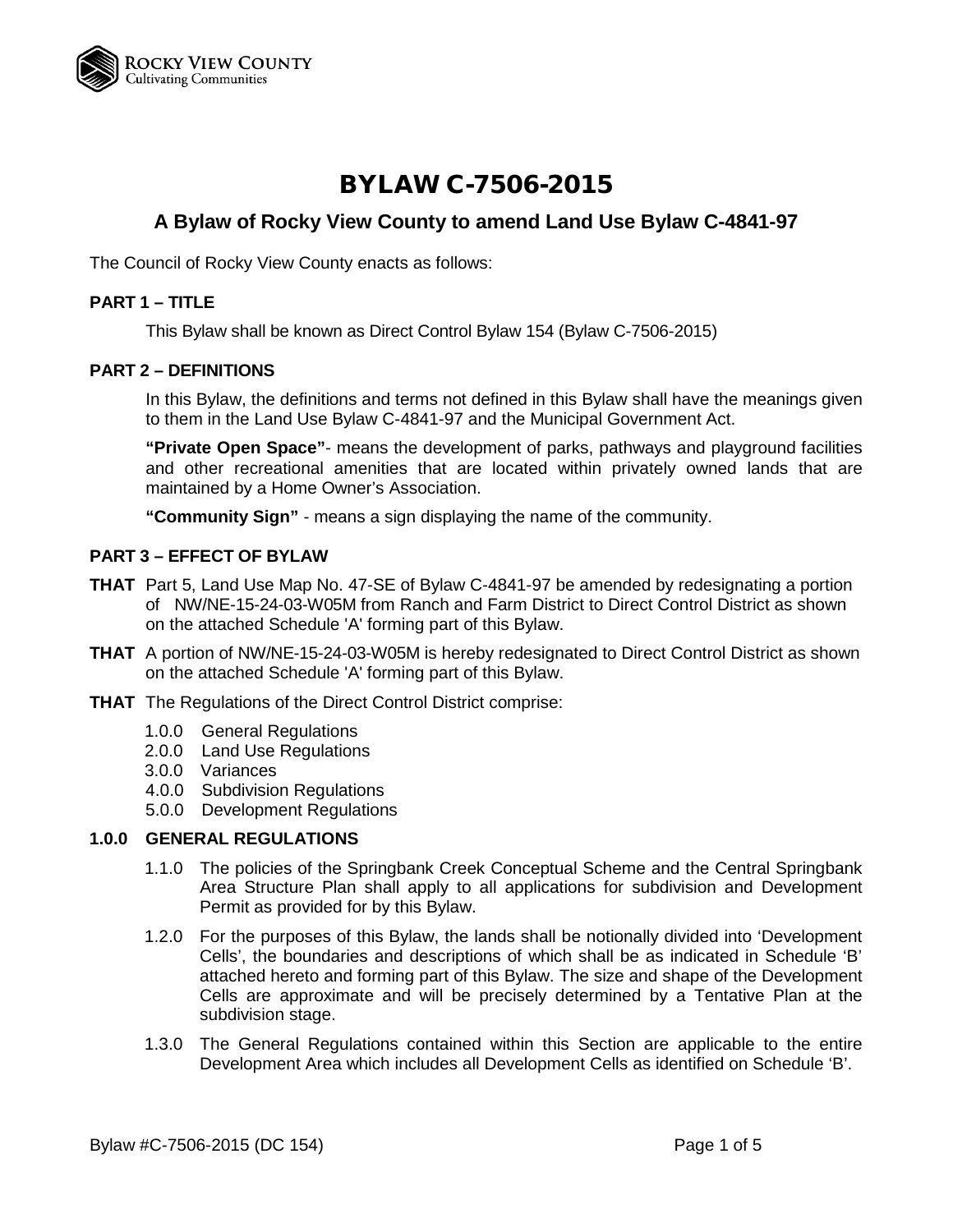# BYLAW C-7506-2015

## A Bylaw of Rocky View County to amend Land Use Bylaw C-4841-97

The Council of Rocky View County enacts as follows:

### PART 1 – TITLE

This Bylaw shall be known as Direct Control Bylaw 154 (Bylaw C-7506-2015)

### PART 2 – DEFINITIONS

In this Bylaw, the definitions and terms not defined in this Bylaw shall have the meanings given to them in the Land Use Bylaw C-4841-97 and the Municipal Government Act.

**"Private Open Space"**- means the development of parks, pathways and playground facilities and other recreational amenities that are located within privately owned lands that are maintained by a Home Owner's Association.

**"Community Sign"** - means a sign displaying the name of the community.

### PART 3 – EFFECT OF BYLAW

**THAT** Part 5, Land Use Map No. 47-SE of Bylaw C-4841-97 be amended by redesignating a portion of NW/NE-15-24-03-W05M from Ranch and Farm District to Direct Control District as shown on the attached Schedule 'A' forming part of this Bylaw.

**THAT** A portion of NW/NE-15-24-03-W05M is hereby redesignated to Direct Control District as shown on the attached Schedule 'A' forming part of this Bylaw.

**THAT** The Regulations of the Direct Control District comprise:

- 1.0.0 General Regulations
- 2.0.0 Land Use Regulations
- 3.0.0 Variances
- 4.0.0 Subdivision Regulations
- 5.0.0 Development Regulations

### 1.0.0 GENERAL REGULATIONS

1.1.0 The policies of the Springbank Creek Conceptual Scheme and the Central Springbank Area Structure Plan shall apply to all applications for subdivision and Development Permit as provided for by this Bylaw.

1.2.0 For the purposes of this Bylaw, the lands shall be notionally divided into 'Development Cells', the boundaries and descriptions of which shall be as indicated in Schedule 'B' attached hereto and forming part of this Bylaw. The size and shape of the Development Cells are approximate and will be precisely determined by a Tentative Plan at the subdivision stage.

1.3.0 The General Regulations contained within this Section are applicable to the entire Development Area which includes all Development Cells as identified on Schedule 'B'.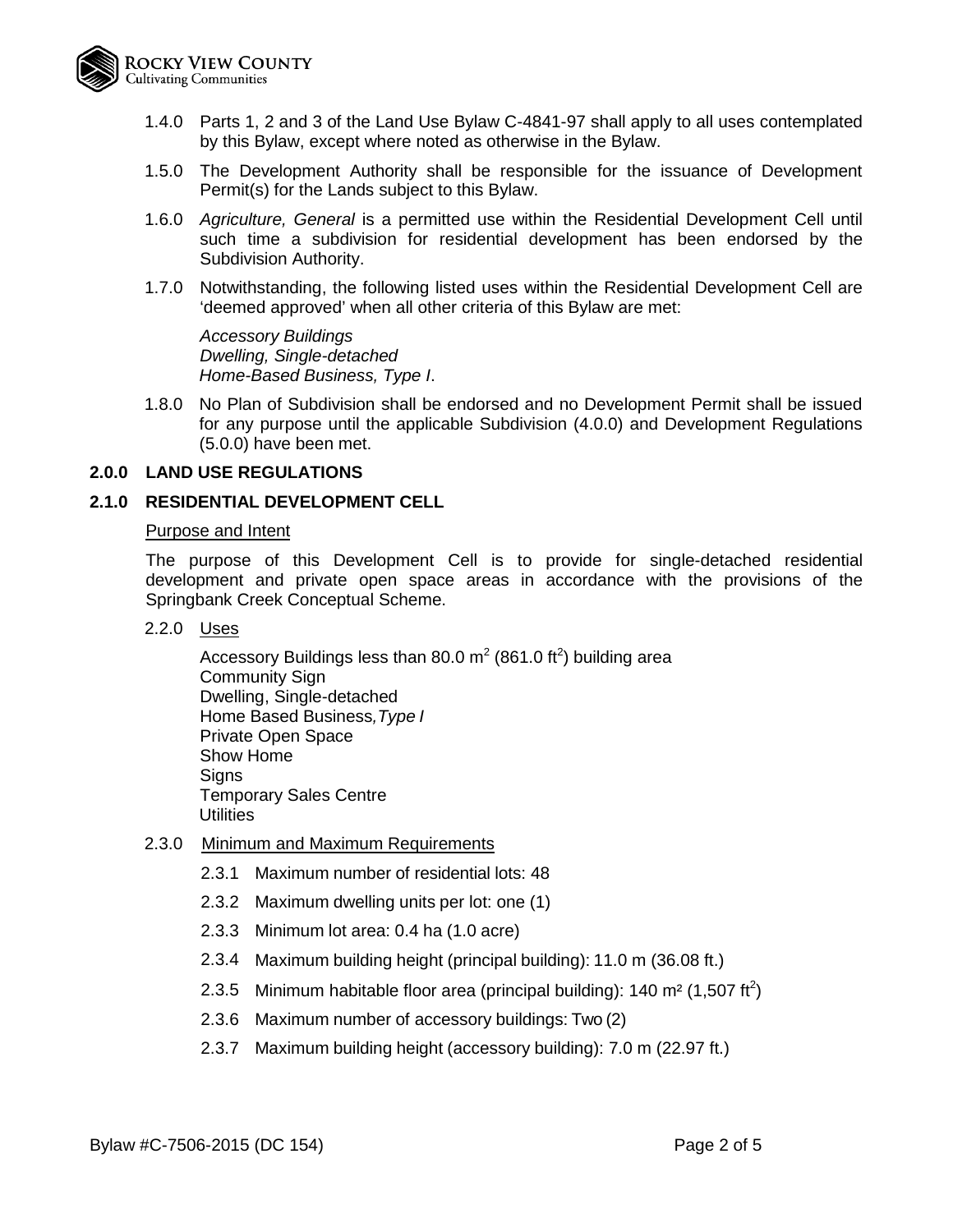1.4.0 Parts 1, 2 and 3 of the Land Use Bylaw C-4841-97 shall apply to all uses contemplated by this Bylaw, except where noted as otherwise in the Bylaw.

1.5.0 The Development Authority shall be responsible for the issuance of Development Permit(s) for the Lands subject to this Bylaw.

1.6.0 *Agriculture, General* is a permitted use within the Residential Development Cell until such time a subdivision for residential development has been endorsed by the Subdivision Authority.

1.7.0 Notwithstanding, the following listed uses within the Residential Development Cell are 'deemed approved' when all other criteria of this Bylaw are met:

*Accessory Buildings*
*Dwelling, Single-detached*
*Home-Based Business, Type I*.

1.8.0 No Plan of Subdivision shall be endorsed and no Development Permit shall be issued for any purpose until the applicable Subdivision (4.0.0) and Development Regulations (5.0.0) have been met.

## 2.0.0 LAND USE REGULATIONS

## 2.1.0 RESIDENTIAL DEVELOPMENT CELL

Purpose and Intent

The purpose of this Development Cell is to provide for single-detached residential development and private open space areas in accordance with the provisions of the Springbank Creek Conceptual Scheme.

2.2.0 Uses

Accessory Buildings less than 80.0 m$^2$ (861.0 ft$^2$) building area
Community Sign
Dwelling, Single-detached
Home Based Business,*Type I*
Private Open Space
Show Home
Signs
Temporary Sales Centre
Utilities

2.3.0 Minimum and Maximum Requirements

2.3.1 Maximum number of residential lots: 48

2.3.2 Maximum dwelling units per lot: one (1)

2.3.3 Minimum lot area: 0.4 ha (1.0 acre)

2.3.4 Maximum building height (principal building): 11.0 m (36.08 ft.)

2.3.5 Minimum habitable floor area (principal building): 140 m$^2$ (1,507 ft$^2$)

2.3.6 Maximum number of accessory buildings: Two (2)

2.3.7 Maximum building height (accessory building): 7.0 m (22.97 ft.)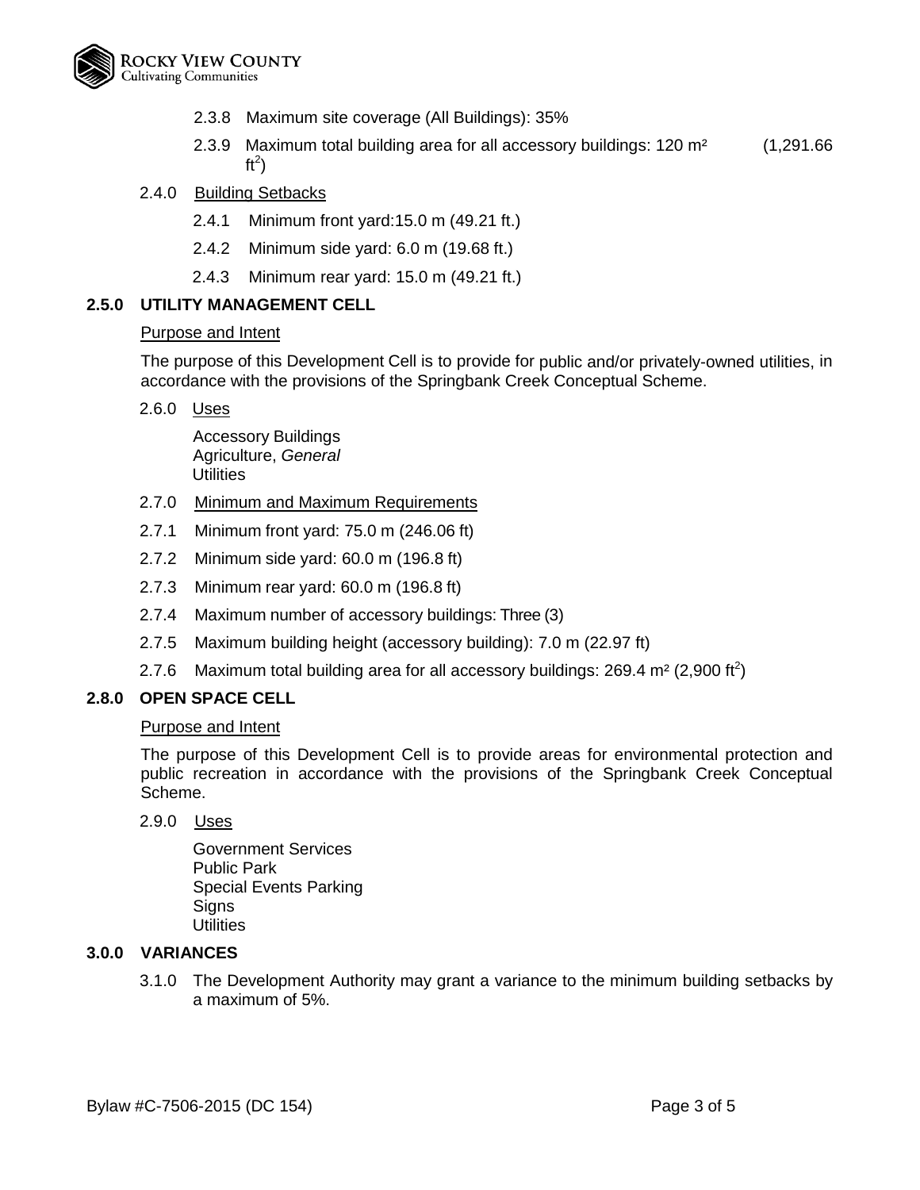2.3.8 Maximum site coverage (All Buildings): 35%

2.3.9 Maximum total building area for all accessory buildings: 120 m² (1,291.66 ft$^2$)

2.4.0 Building Setbacks

2.4.1 Minimum front yard:15.0 m (49.21 ft.)

2.4.2 Minimum side yard: 6.0 m (19.68 ft.)

2.4.3 Minimum rear yard: 15.0 m (49.21 ft.)

**2.5.0 UTILITY MANAGEMENT CELL**

Purpose and Intent

The purpose of this Development Cell is to provide for public and/or privately-owned utilities, in accordance with the provisions of the Springbank Creek Conceptual Scheme.

2.6.0 Uses

Accessory Buildings
Agriculture, *General*
Utilities

2.7.0 Minimum and Maximum Requirements

2.7.1 Minimum front yard: 75.0 m (246.06 ft)

2.7.2 Minimum side yard: 60.0 m (196.8 ft)

2.7.3 Minimum rear yard: 60.0 m (196.8 ft)

2.7.4 Maximum number of accessory buildings: Three (3)

2.7.5 Maximum building height (accessory building): 7.0 m (22.97 ft)

2.7.6 Maximum total building area for all accessory buildings: 269.4 m² (2,900 ft$^2$)

**2.8.0 OPEN SPACE CELL**

Purpose and Intent

The purpose of this Development Cell is to provide areas for environmental protection and public recreation in accordance with the provisions of the Springbank Creek Conceptual Scheme.

2.9.0 Uses

Government Services
Public Park
Special Events Parking
Signs
Utilities

**3.0.0 VARIANCES**

3.1.0 The Development Authority may grant a variance to the minimum building setbacks by a maximum of 5%.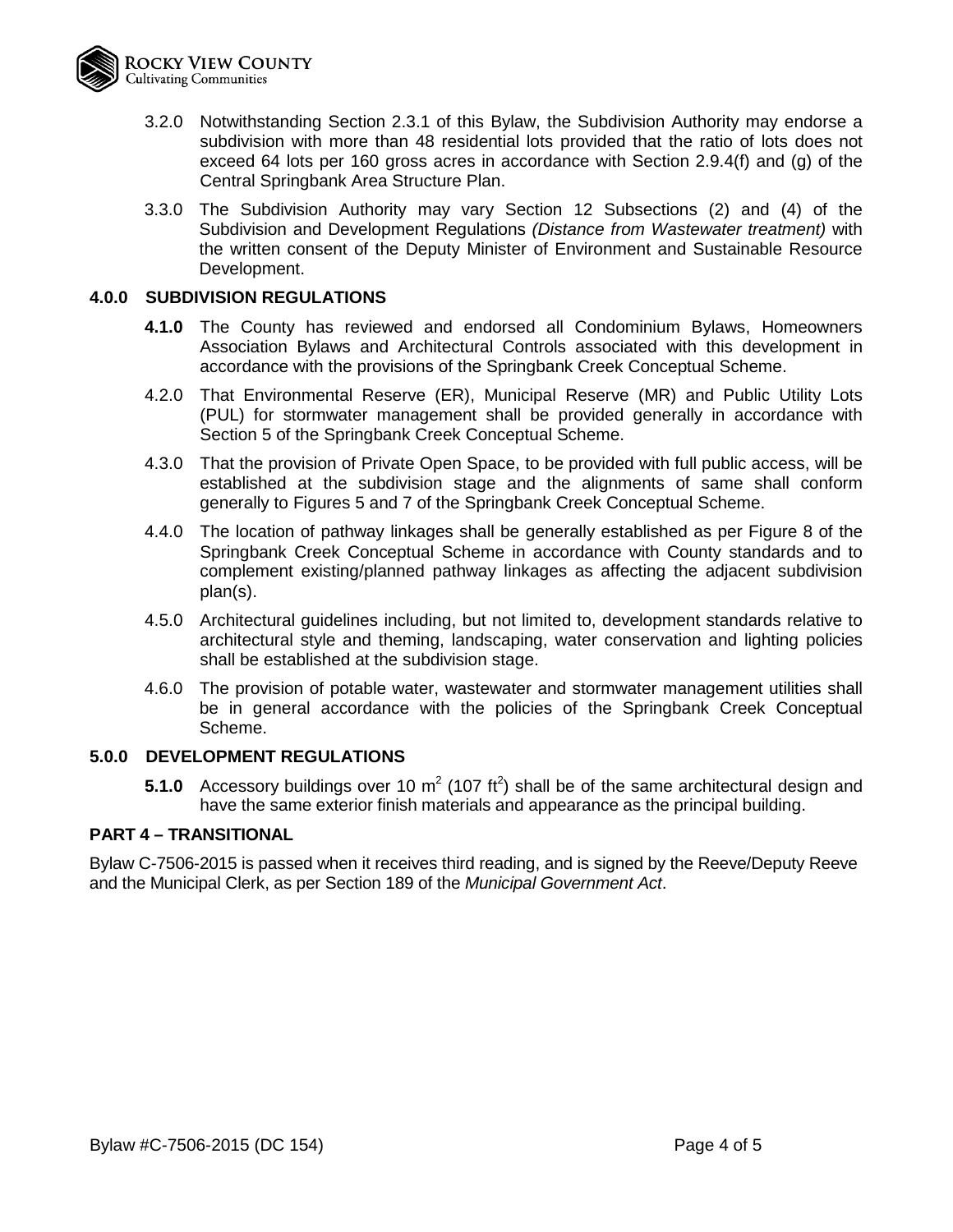3.2.0 Notwithstanding Section 2.3.1 of this Bylaw, the Subdivision Authority may endorse a subdivision with more than 48 residential lots provided that the ratio of lots does not exceed 64 lots per 160 gross acres in accordance with Section 2.9.4(f) and (g) of the Central Springbank Area Structure Plan.

3.3.0 The Subdivision Authority may vary Section 12 Subsections (2) and (4) of the Subdivision and Development Regulations *(Distance from Wastewater treatment)* with the written consent of the Deputy Minister of Environment and Sustainable Resource Development.

## 4.0.0 SUBDIVISION REGULATIONS

**4.1.0** The County has reviewed and endorsed all Condominium Bylaws, Homeowners Association Bylaws and Architectural Controls associated with this development in accordance with the provisions of the Springbank Creek Conceptual Scheme.

4.2.0 That Environmental Reserve (ER), Municipal Reserve (MR) and Public Utility Lots (PUL) for stormwater management shall be provided generally in accordance with Section 5 of the Springbank Creek Conceptual Scheme.

4.3.0 That the provision of Private Open Space, to be provided with full public access, will be established at the subdivision stage and the alignments of same shall conform generally to Figures 5 and 7 of the Springbank Creek Conceptual Scheme.

4.4.0 The location of pathway linkages shall be generally established as per Figure 8 of the Springbank Creek Conceptual Scheme in accordance with County standards and to complement existing/planned pathway linkages as affecting the adjacent subdivision plan(s).

4.5.0 Architectural guidelines including, but not limited to, development standards relative to architectural style and theming, landscaping, water conservation and lighting policies shall be established at the subdivision stage.

4.6.0 The provision of potable water, wastewater and stormwater management utilities shall be in general accordance with the policies of the Springbank Creek Conceptual Scheme.

## 5.0.0 DEVELOPMENT REGULATIONS

**5.1.0** Accessory buildings over 10 $m^2$ (107 $ft^2$) shall be of the same architectural design and have the same exterior finish materials and appearance as the principal building.

## PART 4 – TRANSITIONAL

Bylaw C-7506-2015 is passed when it receives third reading, and is signed by the Reeve/Deputy Reeve and the Municipal Clerk, as per Section 189 of the *Municipal Government Act*.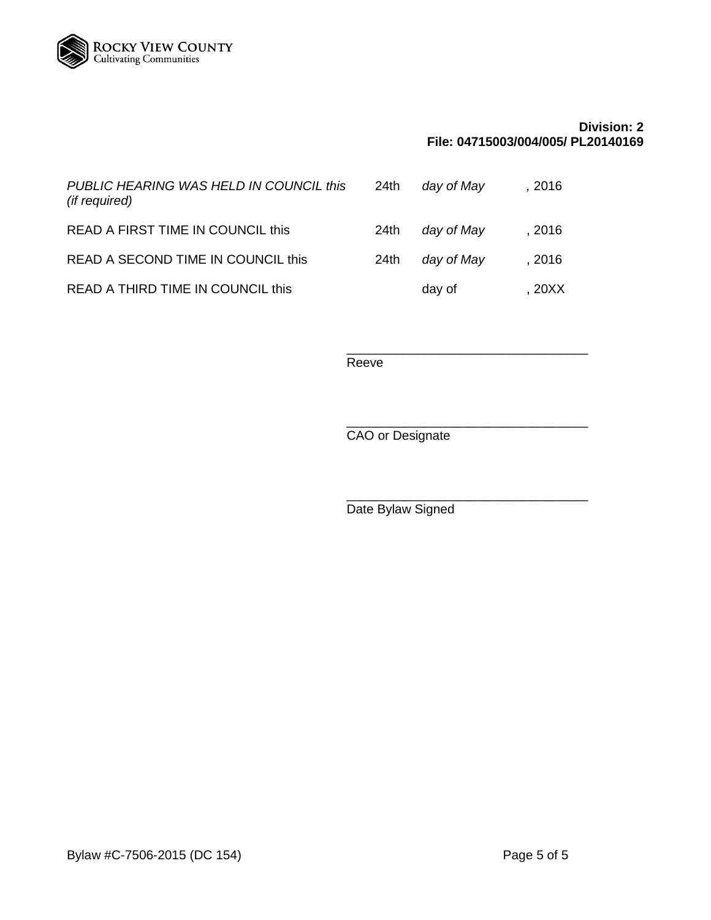**Division: 2**
**File: 04715003/004/005/ PL20140169**

| | | | |
|---|---|---|---|
| *PUBLIC HEARING WAS HELD IN COUNCIL this (if required)* | 24th | *day of May* | *,* 2016 |
| READ A FIRST TIME IN COUNCIL this | 24th | *day of May* | , 2016 |
| READ A SECOND TIME IN COUNCIL this | 24th | *day of May* | , 2016 |
| READ A THIRD TIME IN COUNCIL this | | day of | , 20XX |

_________________________________
Reeve

_________________________________
CAO or Designate

_________________________________
Date Bylaw Signed

Bylaw #C-7506-2015 (DC 154)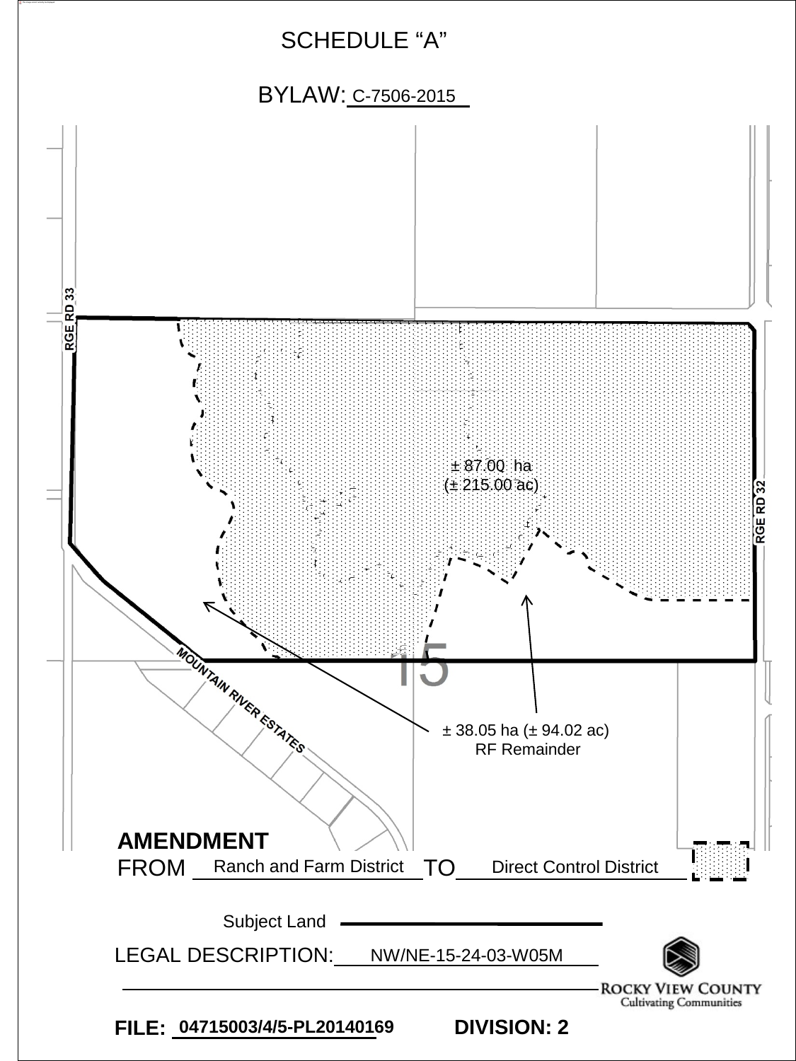# SCHEDULE "A"

## BYLAW: C-7506-2015

RGE RD 33

RGE RD 32

± 87.00 ha
(± 215.00 ac)

MOUNTAIN RIVER ESTATES

15

± 38.05 ha (± 94.02 ac)
RF Remainder

**AMENDMENT**

FROM Ranch and Farm District TO Direct Control District

Subject Land

LEGAL DESCRIPTION: NW/NE-15-24-03-W05M

ROCKY VIEW COUNTY
Cultivating Communities

**FILE:** 04715003/4/5-PL20140169 **DIVISION: 2**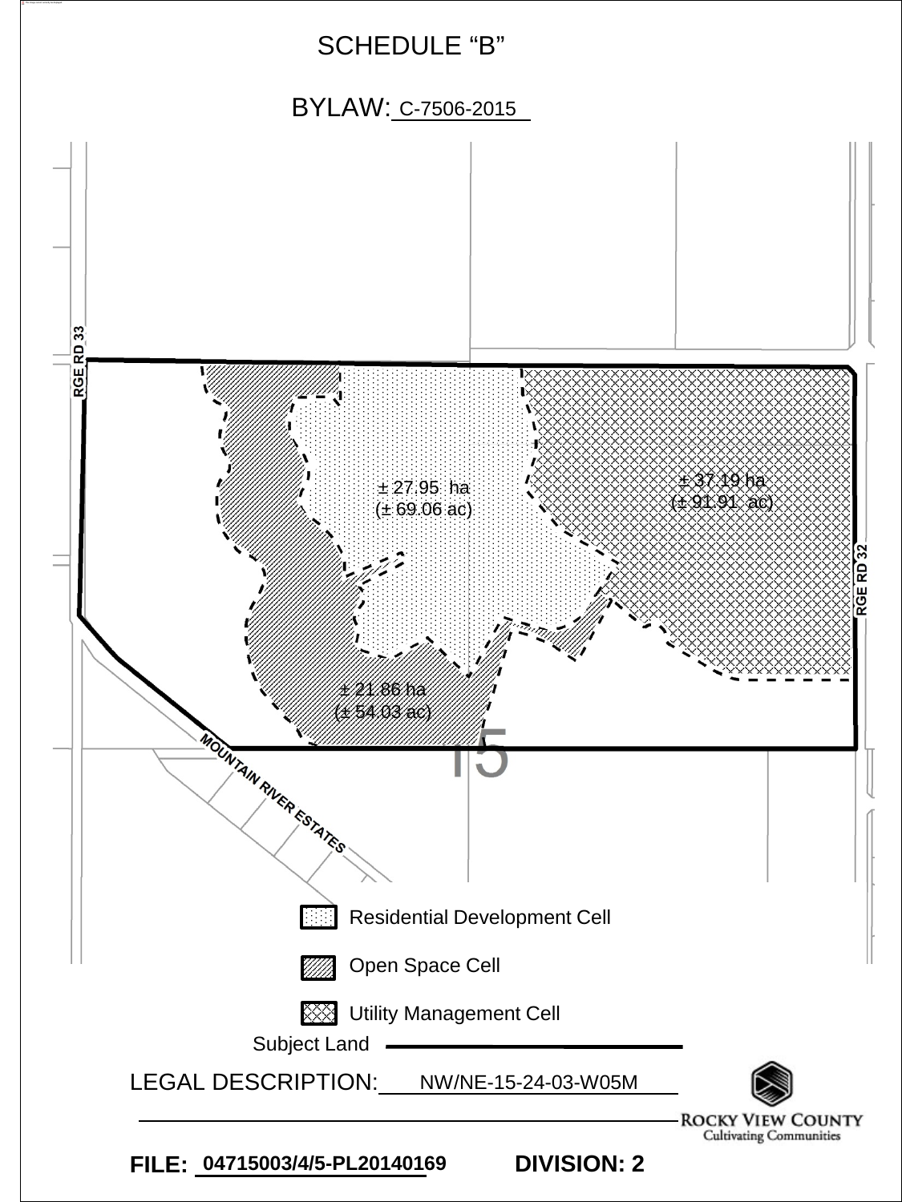# SCHEDULE "B"

BYLAW: C-7506-2015

RGE RD 33

RGE RD 32

MOUNTAIN RIVER ESTATES

± 27.95 ha
(± 69.06 ac)

± 37.19 ha
(± 91.91 ac)

± 21.86 ha
(± 54.03 ac)

15

Residential Development Cell

Open Space Cell

Utility Management Cell

Subject Land

LEGAL DESCRIPTION: NW/NE-15-24-03-W05M

ROCKY VIEW COUNTY
Cultivating Communities

FILE: 04715003/4/5-PL20140169 DIVISION: 2